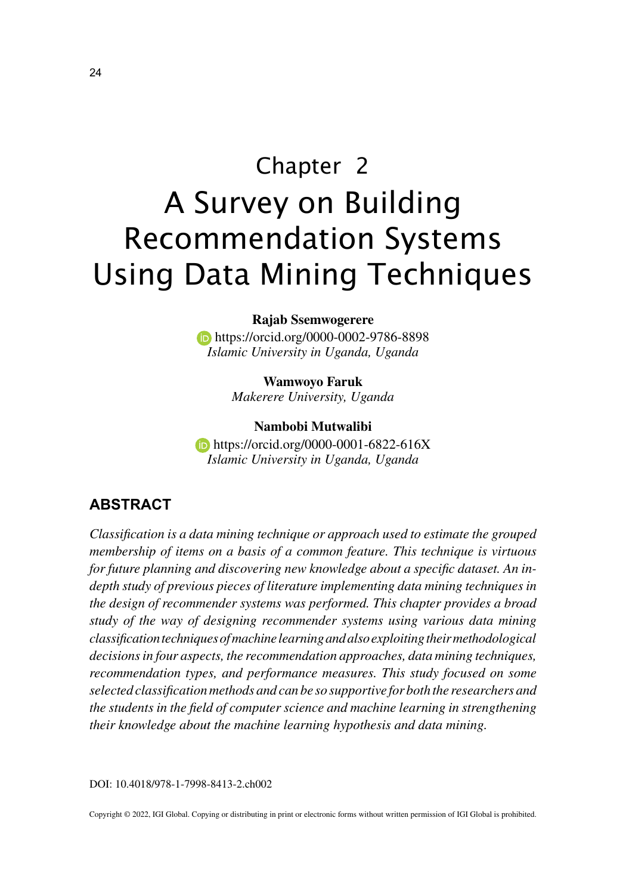# Chapter 2
# A Survey on Building Recommendation Systems Using Data Mining Techniques

**Rajab Ssemwogerere**
https://orcid.org/0000-0002-9786-8898
*Islamic University in Uganda, Uganda*

**Wamwoyo Faruk**
*Makerere University, Uganda*

**Nambobi Mutwalibi**
https://orcid.org/0000-0001-6822-616X
*Islamic University in Uganda, Uganda*

## ABSTRACT

*Classification is a data mining technique or approach used to estimate the grouped membership of items on a basis of a common feature. This technique is virtuous for future planning and discovering new knowledge about a specific dataset. An in-depth study of previous pieces of literature implementing data mining techniques in the design of recommender systems was performed. This chapter provides a broad study of the way of designing recommender systems using various data mining classification techniques of machine learning and also exploiting their methodological decisions in four aspects, the recommendation approaches, data mining techniques, recommendation types, and performance measures. This study focused on some selected classification methods and can be so supportive for both the researchers and the students in the field of computer science and machine learning in strengthening their knowledge about the machine learning hypothesis and data mining.*

DOI: 10.4018/978-1-7998-8413-2.ch002

Copyright © 2022, IGI Global. Copying or distributing in print or electronic forms without written permission of IGI Global is prohibited.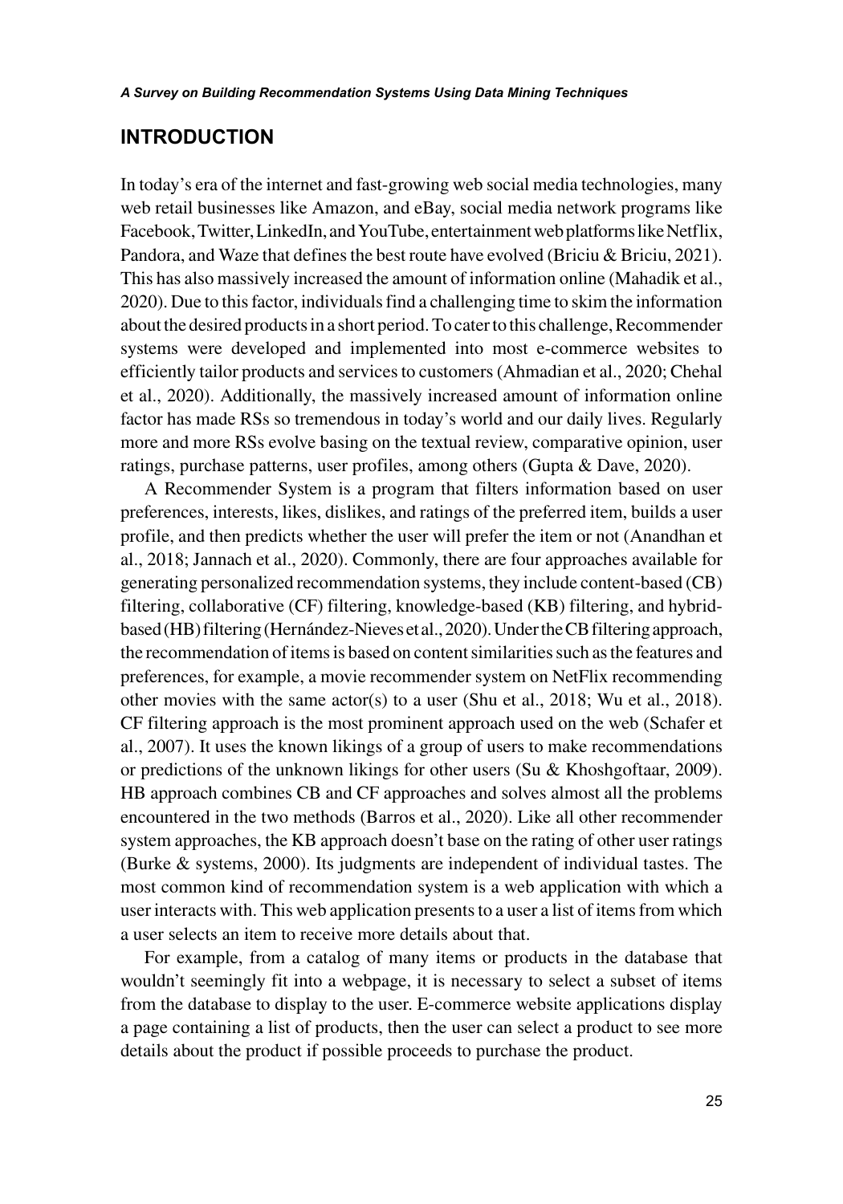## INTRODUCTION

In today's era of the internet and fast-growing web social media technologies, many web retail businesses like Amazon, and eBay, social media network programs like Facebook, Twitter, LinkedIn, and YouTube, entertainment web platforms like Netflix, Pandora, and Waze that defines the best route have evolved (Briciu & Briciu, 2021). This has also massively increased the amount of information online (Mahadik et al., 2020). Due to this factor, individuals find a challenging time to skim the information about the desired products in a short period. To cater to this challenge, Recommender systems were developed and implemented into most e-commerce websites to efficiently tailor products and services to customers (Ahmadian et al., 2020; Chehal et al., 2020). Additionally, the massively increased amount of information online factor has made RSs so tremendous in today's world and our daily lives. Regularly more and more RSs evolve basing on the textual review, comparative opinion, user ratings, purchase patterns, user profiles, among others (Gupta & Dave, 2020).

A Recommender System is a program that filters information based on user preferences, interests, likes, dislikes, and ratings of the preferred item, builds a user profile, and then predicts whether the user will prefer the item or not (Anandhan et al., 2018; Jannach et al., 2020). Commonly, there are four approaches available for generating personalized recommendation systems, they include content-based (CB) filtering, collaborative (CF) filtering, knowledge-based (KB) filtering, and hybrid-based (HB) filtering (Hernández-Nieves et al., 2020). Under the CB filtering approach, the recommendation of items is based on content similarities such as the features and preferences, for example, a movie recommender system on NetFlix recommending other movies with the same actor(s) to a user (Shu et al., 2018; Wu et al., 2018). CF filtering approach is the most prominent approach used on the web (Schafer et al., 2007). It uses the known likings of a group of users to make recommendations or predictions of the unknown likings for other users (Su & Khoshgoftaar, 2009). HB approach combines CB and CF approaches and solves almost all the problems encountered in the two methods (Barros et al., 2020). Like all other recommender system approaches, the KB approach doesn't base on the rating of other user ratings (Burke & systems, 2000). Its judgments are independent of individual tastes. The most common kind of recommendation system is a web application with which a user interacts with. This web application presents to a user a list of items from which a user selects an item to receive more details about that.

For example, from a catalog of many items or products in the database that wouldn't seemingly fit into a webpage, it is necessary to select a subset of items from the database to display to the user. E-commerce website applications display a page containing a list of products, then the user can select a product to see more details about the product if possible proceeds to purchase the product.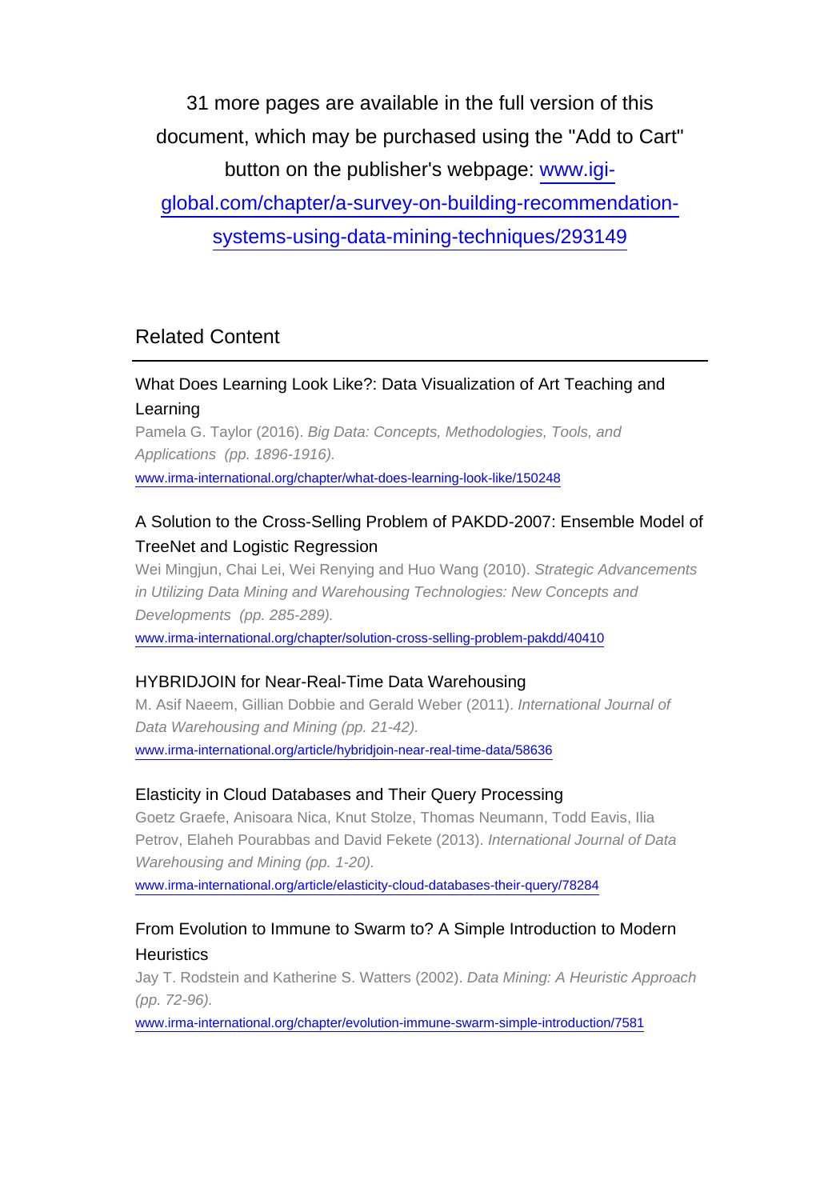31 more pages are available in the full version of this document, which may be purchased using the "Add to Cart" button on the publisher's webpage: [www.igi-global.com/chapter/a-survey-on-building-recommendation-systems-using-data-mining-techniques/293149](www.igi-global.com/chapter/a-survey-on-building-recommendation-systems-using-data-mining-techniques/293149)

## Related Content

### What Does Learning Look Like?: Data Visualization of Art Teaching and Learning

Pamela G. Taylor (2016). *Big Data: Concepts, Methodologies, Tools, and Applications (pp. 1896-1916).*

[www.irma-international.org/chapter/what-does-learning-look-like/150248](www.irma-international.org/chapter/what-does-learning-look-like/150248)

### A Solution to the Cross-Selling Problem of PAKDD-2007: Ensemble Model of TreeNet and Logistic Regression

Wei Mingjun, Chai Lei, Wei Renying and Huo Wang (2010). *Strategic Advancements in Utilizing Data Mining and Warehousing Technologies: New Concepts and Developments (pp. 285-289).*

[www.irma-international.org/chapter/solution-cross-selling-problem-pakdd/40410](www.irma-international.org/chapter/solution-cross-selling-problem-pakdd/40410)

### HYBRIDJOIN for Near-Real-Time Data Warehousing

M. Asif Naeem, Gillian Dobbie and Gerald Weber (2011). *International Journal of Data Warehousing and Mining (pp. 21-42).*

[www.irma-international.org/article/hybridjoin-near-real-time-data/58636](www.irma-international.org/article/hybridjoin-near-real-time-data/58636)

### Elasticity in Cloud Databases and Their Query Processing

Goetz Graefe, Anisoara Nica, Knut Stolze, Thomas Neumann, Todd Eavis, Ilia Petrov, Elaheh Pourabbas and David Fekete (2013). *International Journal of Data Warehousing and Mining (pp. 1-20).*

[www.irma-international.org/article/elasticity-cloud-databases-their-query/78284](www.irma-international.org/article/elasticity-cloud-databases-their-query/78284)

### From Evolution to Immune to Swarm to? A Simple Introduction to Modern Heuristics

Jay T. Rodstein and Katherine S. Watters (2002). *Data Mining: A Heuristic Approach (pp. 72-96).*

[www.irma-international.org/chapter/evolution-immune-swarm-simple-introduction/7581](www.irma-international.org/chapter/evolution-immune-swarm-simple-introduction/7581)